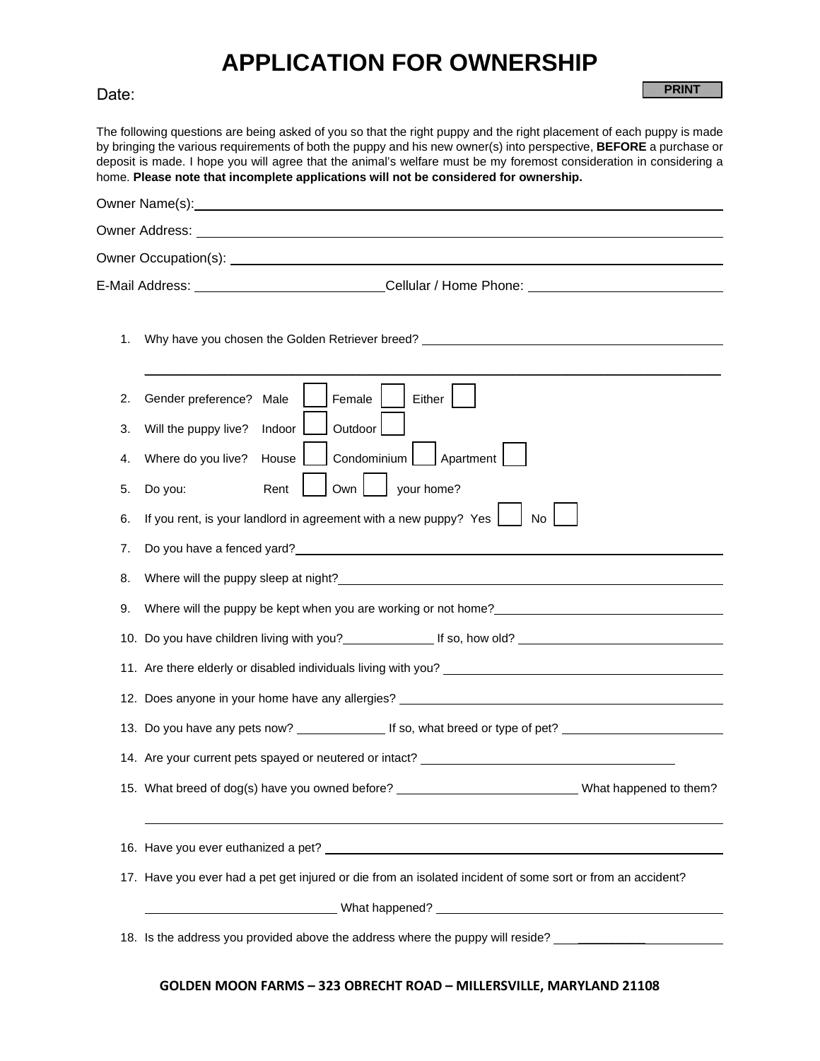# APPLICATION FOR OWNERSHIP

Date: PRINT

The following questions are being asked of you so that the right puppy and the right placement of each puppy is made by bringing the various requirements of both the puppy and his new owner(s) into perspective, **BEFORE** a purchase or deposit is made. I hope you will agree that the animal's welfare must be my foremost consideration in considering a home. **Please note that incomplete applications will not be considered for ownership.**

Owner Name(s): ______________________________

Owner Address: ______________________________

Owner Occupation(s): ______________________________

E-Mail Address: ______________________________ Cellular / Home Phone: ______________________________

1. Why have you chosen the Golden Retriever breed? ______________________________

   ______________________________

2. Gender preference? Male ☐ Female ☐ Either ☐
3. Will the puppy live? Indoor ☐ Outdoor ☐
4. Where do you live? House ☐ Condominium ☐ Apartment ☐
5. Do you: Rent ☐ Own ☐ your home?
6. If you rent, is your landlord in agreement with a new puppy? Yes ☐ No ☐
7. Do you have a fenced yard? ______________________________
8. Where will the puppy sleep at night? ______________________________
9. Where will the puppy be kept when you are working or not home? ______________________________
10. Do you have children living with you? ______________ If so, how old? ______________________________
11. Are there elderly or disabled individuals living with you? ______________________________
12. Does anyone in your home have any allergies? ______________________________
13. Do you have any pets now? ______________ If so, what breed or type of pet? ______________________________
14. Are your current pets spayed or neutered or intact? ______________________________
15. What breed of dog(s) have you owned before? ______________________________ What happened to them?

    ______________________________

16. Have you ever euthanized a pet? ______________________________
17. Have you ever had a pet get injured or die from an isolated incident of some sort or from an accident?

    ______________________________ What happened? ______________________________

18. Is the address you provided above the address where the puppy will reside? ______________________________

**GOLDEN MOON FARMS – 323 OBRECHT ROAD – MILLERSVILLE, MARYLAND 21108**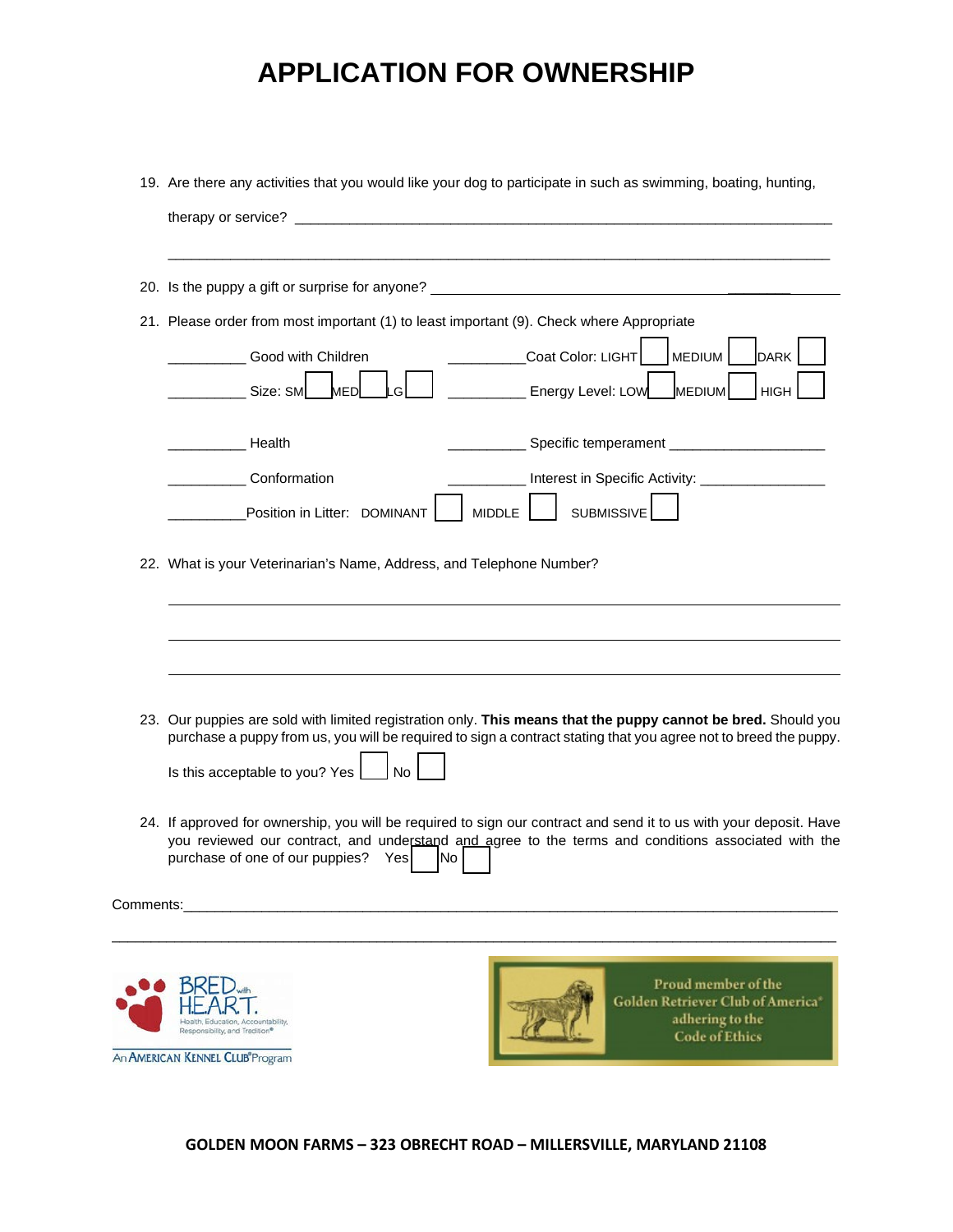# APPLICATION FOR OWNERSHIP

19. Are there any activities that you would like your dog to participate in such as swimming, boating, hunting, therapy or service? ____________________________________________________________

    ____________________________________________________________

20. Is the puppy a gift or surprise for anyone? ____________________________________

21. Please order from most important (1) to least important (9). Check where Appropriate

    __________ Good with Children

    __________ Coat Color: LIGHT ☐ MEDIUM ☐ DARK ☐

    __________ Size: SM ☐ MED ☐ LG ☐

    __________ Energy Level: LOW ☐ MEDIUM ☐ HIGH ☐

    __________ Health

    __________ Specific temperament ____________________

    __________ Conformation

    __________ Interest in Specific Activity: ________________

    __________ Position in Litter: DOMINANT ☐ MIDDLE ☐ SUBMISSIVE ☐

22. What is your Veterinarian's Name, Address, and Telephone Number?

    ____________________________________________________________

    ____________________________________________________________

    ____________________________________________________________

23. Our puppies are sold with limited registration only. **This means that the puppy cannot be bred.** Should you purchase a puppy from us, you will be required to sign a contract stating that you agree not to breed the puppy.

    Is this acceptable to you? Yes ☐ No ☐

24. If approved for ownership, you will be required to sign our contract and send it to us with your deposit. Have you reviewed our contract, and understand and agree to the terms and conditions associated with the purchase of one of our puppies? Yes ☐ No ☐

Comments:____________________________________________________________

____________________________________________________________

BRED with HEART. Health, Education, Accountability, Responsibility, and Tradition®

An AMERICAN KENNEL CLUB® Program

Proud member of the Golden Retriever Club of America® adhering to the Code of Ethics

**GOLDEN MOON FARMS – 323 OBRECHT ROAD – MILLERSVILLE, MARYLAND 21108**